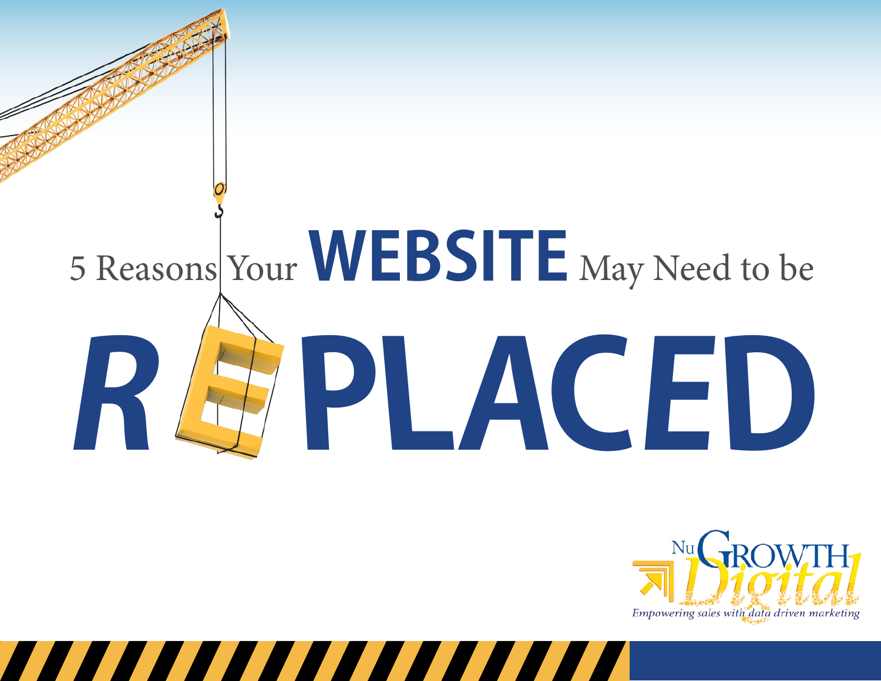# 5 Reasons Your WEBSITE May Need to be REPLACED

NuGROWTH Digital

*Empowering sales with data driven marketing*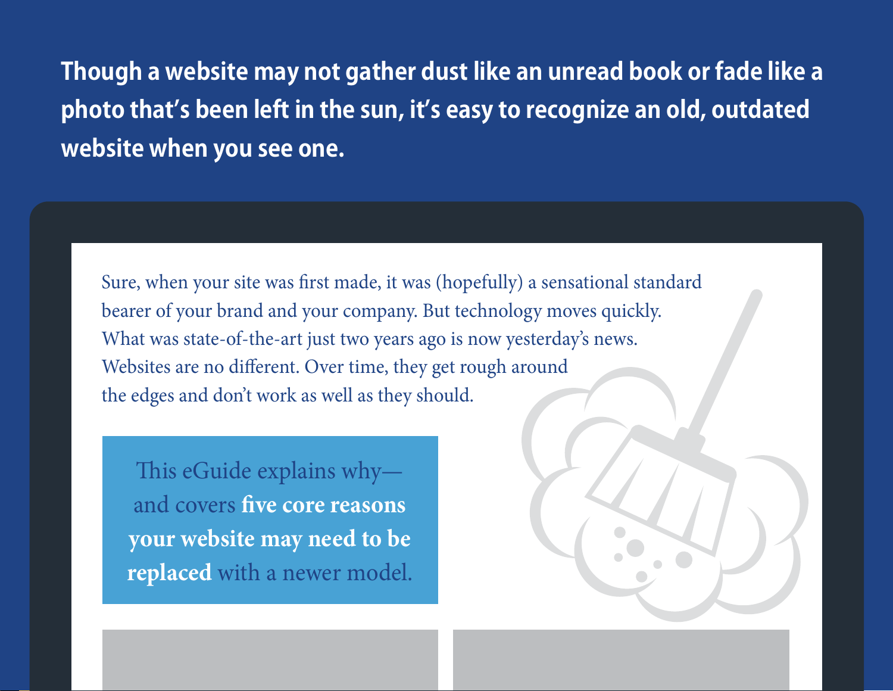**Though a website may not gather dust like an unread book or fade like a photo that's been left in the sun, it's easy to recognize an old, outdated website when you see one.**

Sure, when your site was first made, it was (hopefully) a sensational standard bearer of your brand and your company. But technology moves quickly. What was state-of-the-art just two years ago is now yesterday's news. Websites are no different. Over time, they get rough around the edges and don't work as well as they should.

This eGuide explains why—and covers **five core reasons your website may need to be replaced** with a newer model.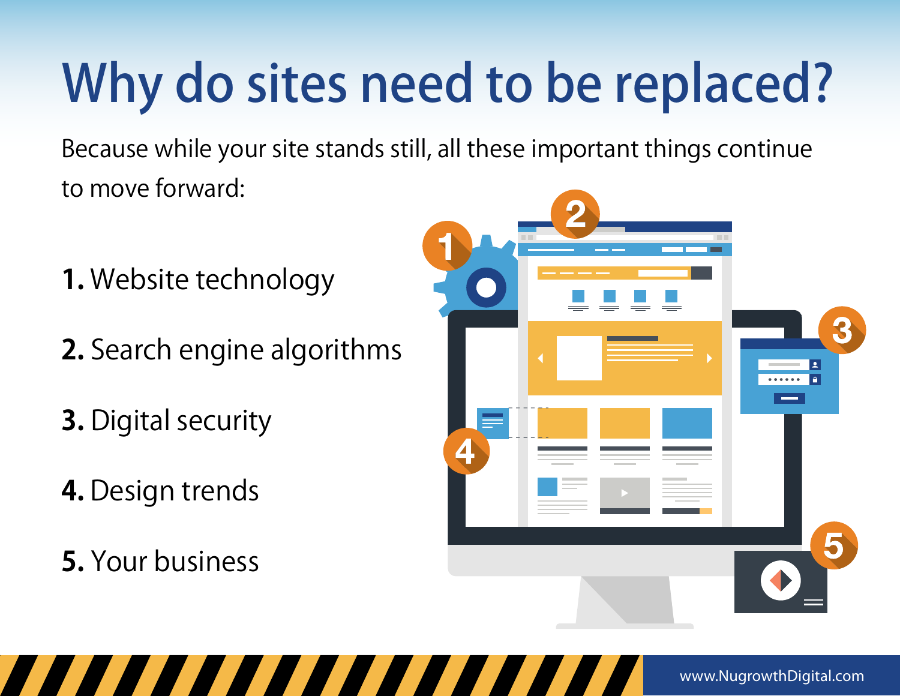# Why do sites need to be replaced?

Because while your site stands still, all these important things continue to move forward:

1. Website technology
2. Search engine algorithms
3. Digital security
4. Design trends
5. Your business

www.NugrowthDigital.com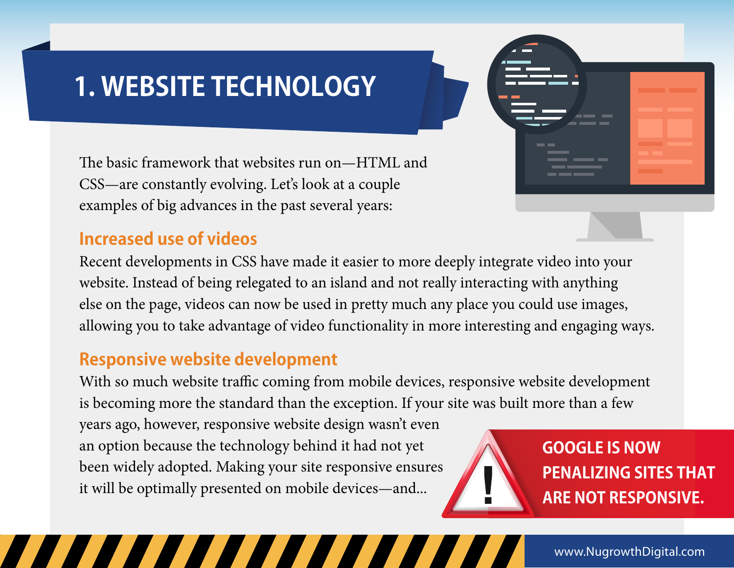# 1. WEBSITE TECHNOLOGY

The basic framework that websites run on—HTML and CSS—are constantly evolving. Let's look at a couple examples of big advances in the past several years:

## Increased use of videos

Recent developments in CSS have made it easier to more deeply integrate video into your website. Instead of being relegated to an island and not really interacting with anything else on the page, videos can now be used in pretty much any place you could use images, allowing you to take advantage of video functionality in more interesting and engaging ways.

## Responsive website development

With so much website traffic coming from mobile devices, responsive website development is becoming more the standard than the exception. If your site was built more than a few years ago, however, responsive website design wasn't even an option because the technology behind it had not yet been widely adopted. Making your site responsive ensures it will be optimally presented on mobile devices—and...

**GOOGLE IS NOW PENALIZING SITES THAT ARE NOT RESPONSIVE.**

www.NugrowthDigital.com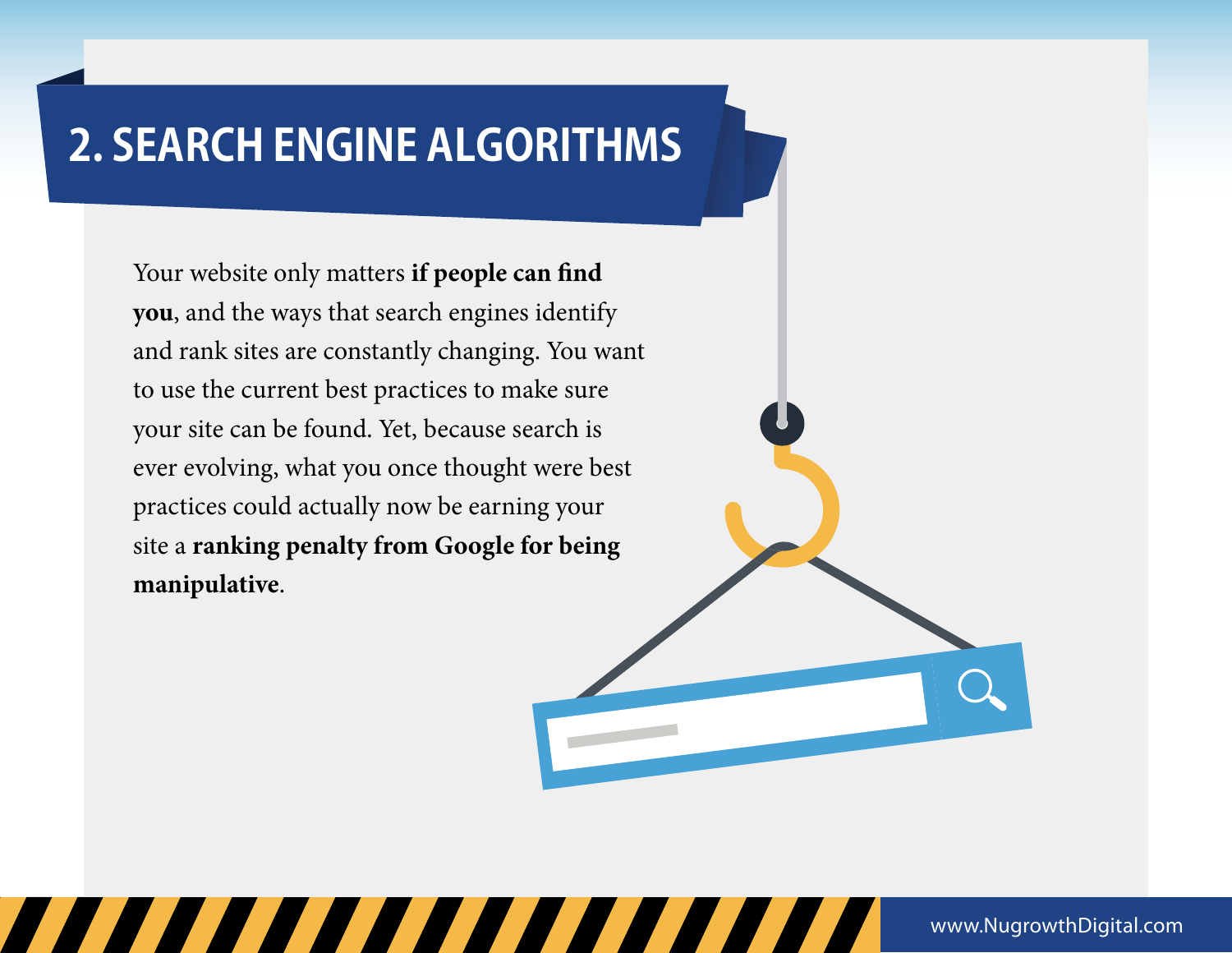## 2. SEARCH ENGINE ALGORITHMS

Your website only matters **if people can find you**, and the ways that search engines identify and rank sites are constantly changing. You want to use the current best practices to make sure your site can be found. Yet, because search is ever evolving, what you once thought were best practices could actually now be earning your site a **ranking penalty from Google for being manipulative**.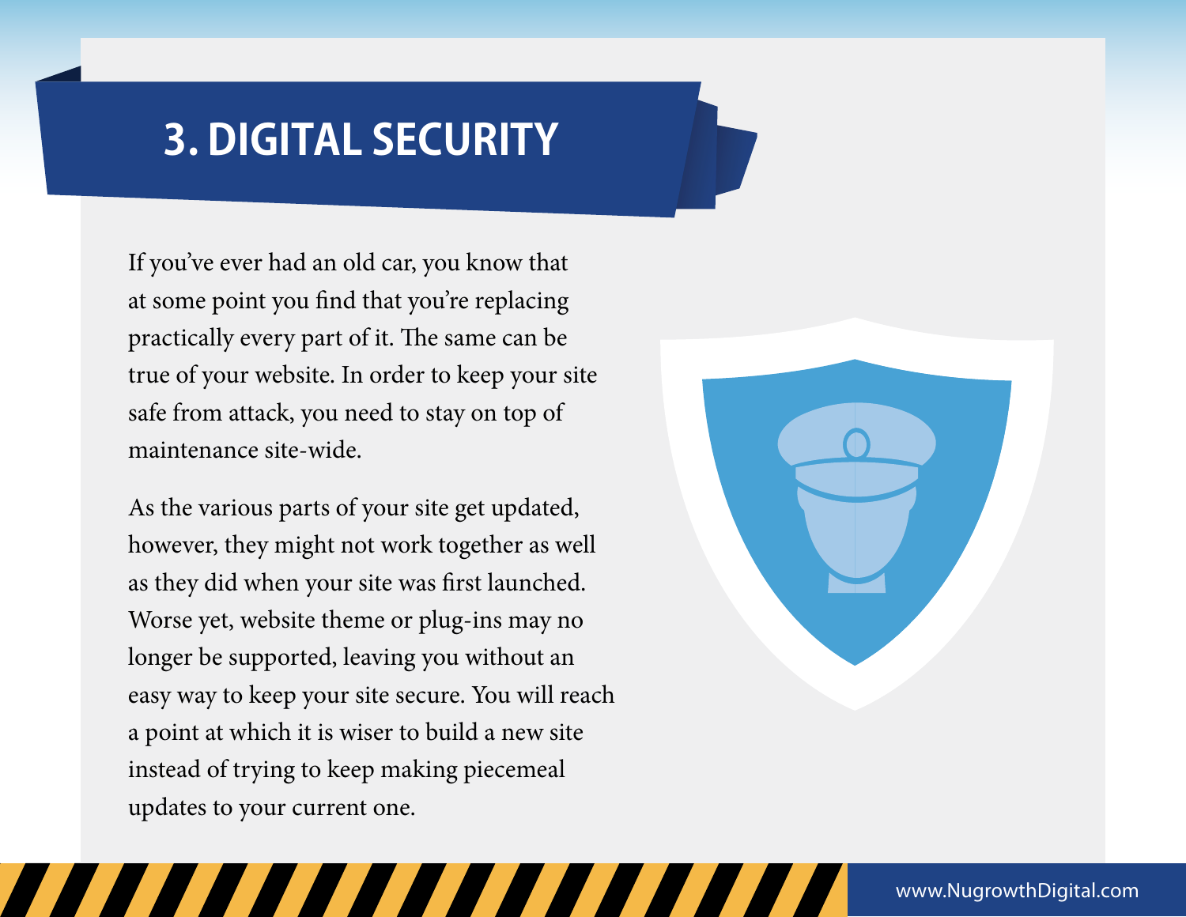# 3. DIGITAL SECURITY

If you've ever had an old car, you know that at some point you find that you're replacing practically every part of it. The same can be true of your website. In order to keep your site safe from attack, you need to stay on top of maintenance site-wide.

As the various parts of your site get updated, however, they might not work together as well as they did when your site was first launched. Worse yet, website theme or plug-ins may no longer be supported, leaving you without an easy way to keep your site secure. You will reach a point at which it is wiser to build a new site instead of trying to keep making piecemeal updates to your current one.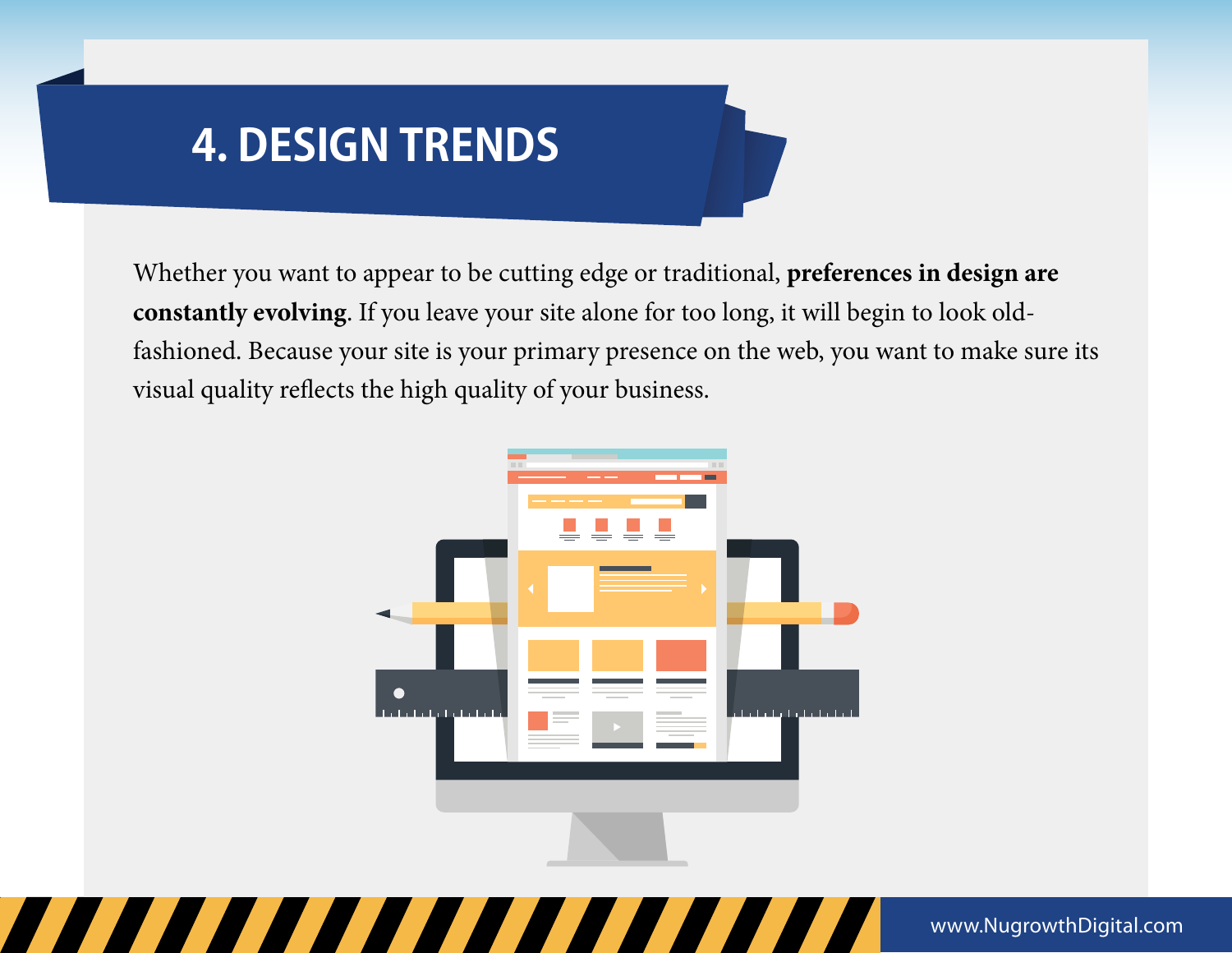# 4. DESIGN TRENDS

Whether you want to appear to be cutting edge or traditional, **preferences in design are constantly evolving**. If you leave your site alone for too long, it will begin to look old-fashioned. Because your site is your primary presence on the web, you want to make sure its visual quality reflects the high quality of your business.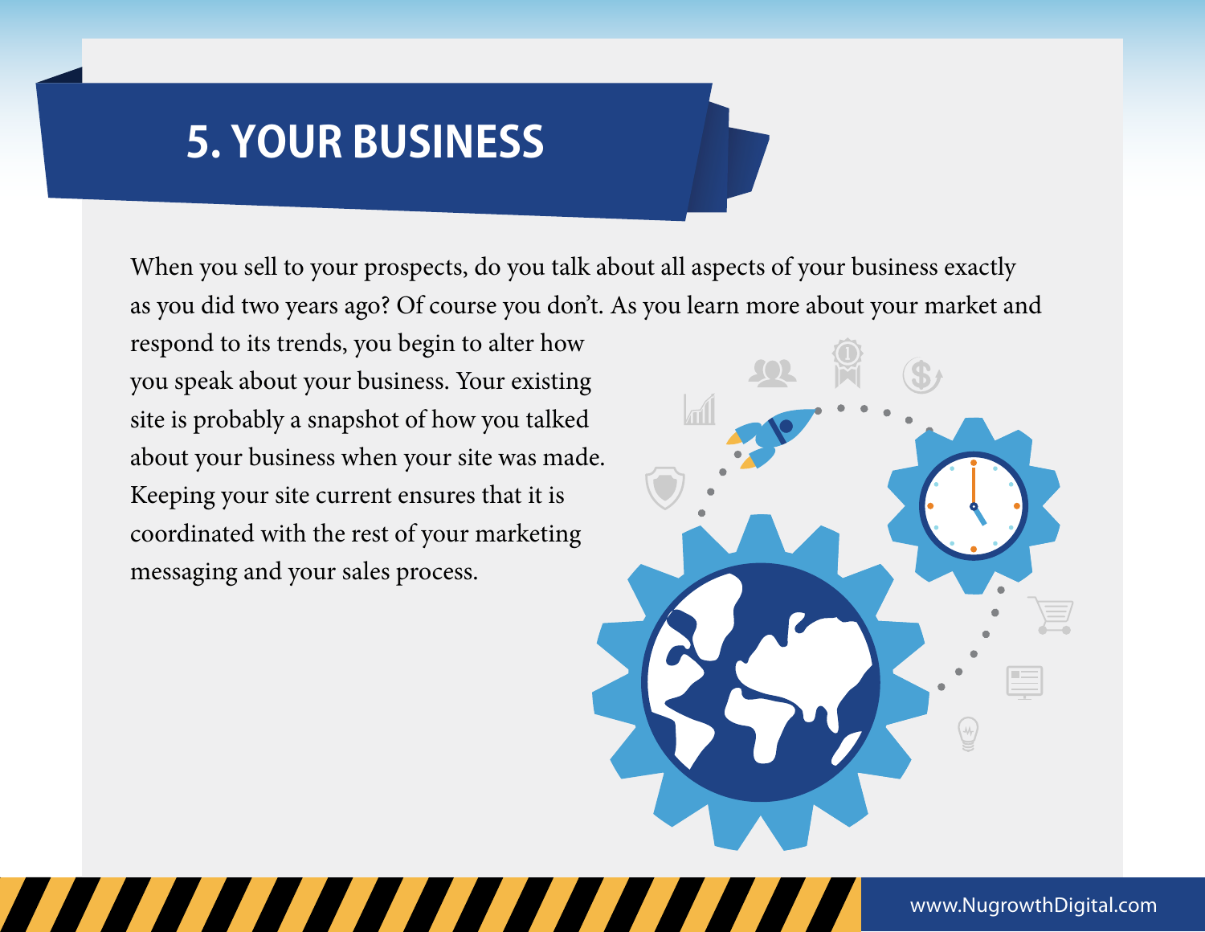# 5. YOUR BUSINESS

When you sell to your prospects, do you talk about all aspects of your business exactly as you did two years ago? Of course you don't. As you learn more about your market and respond to its trends, you begin to alter how you speak about your business. Your existing site is probably a snapshot of how you talked about your business when your site was made. Keeping your site current ensures that it is coordinated with the rest of your marketing messaging and your sales process.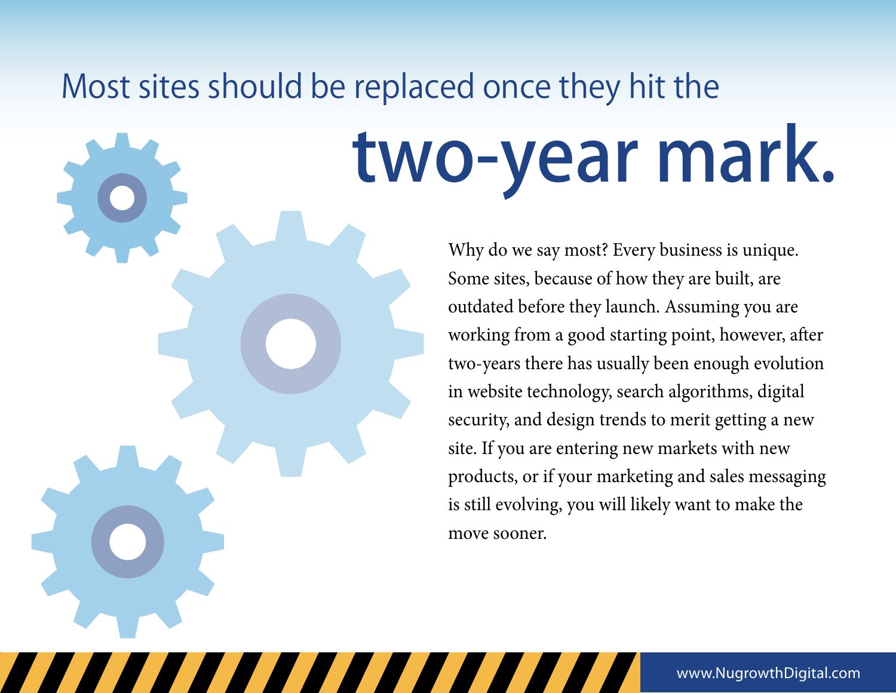# Most sites should be replaced once they hit the **two-year mark.**

Why do we say most? Every business is unique. Some sites, because of how they are built, are outdated before they launch. Assuming you are working from a good starting point, however, after two-years there has usually been enough evolution in website technology, search algorithms, digital security, and design trends to merit getting a new site. If you are entering new markets with new products, or if your marketing and sales messaging is still evolving, you will likely want to make the move sooner.

www.NugrowthDigital.com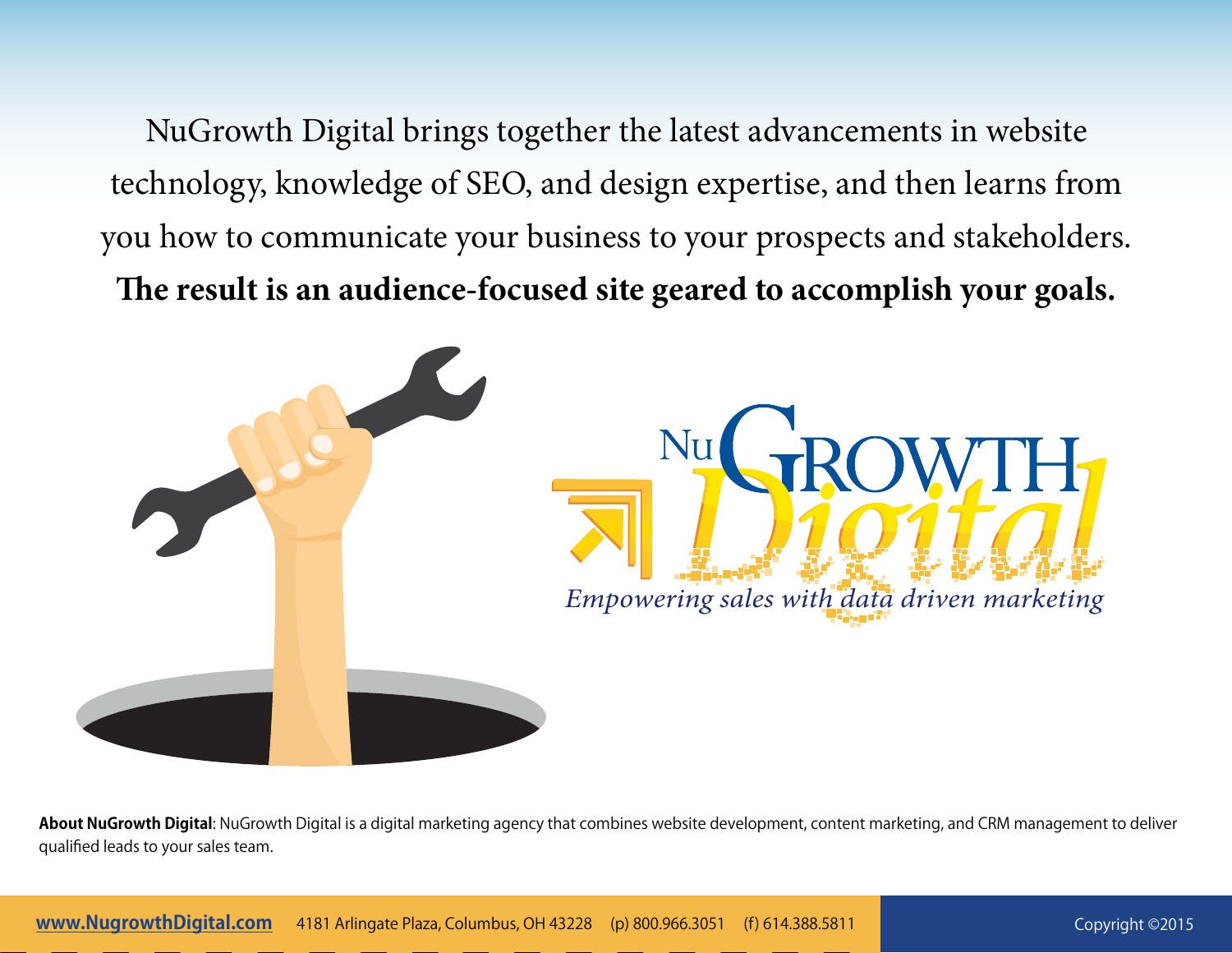NuGrowth Digital brings together the latest advancements in website technology, knowledge of SEO, and design expertise, and then learns from you how to communicate your business to your prospects and stakeholders. **The result is an audience-focused site geared to accomplish your goals.**

NuGrowth Digital

*Empowering sales with data driven marketing*

**About NuGrowth Digital**: NuGrowth Digital is a digital marketing agency that combines website development, content marketing, and CRM management to deliver qualified leads to your sales team.

**www.NugrowthDigital.com** 4181 Arlingate Plaza, Columbus, OH 43228 (p) 800.966.3051 (f) 614.388.5811

Copyright ©2015